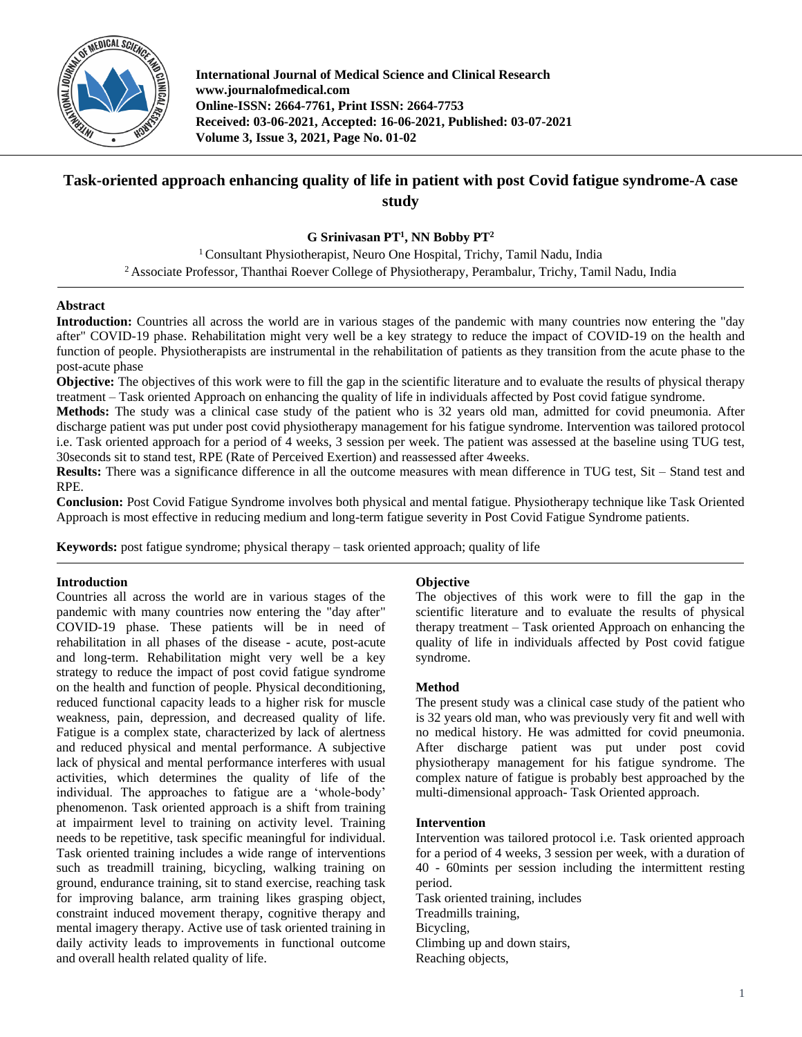# Task-oriented approach enhancing quality of life in patient with post Covid fatigue syndrome-A case study

**G Srinivasan PT[1], NN Bobby PT[2]**

[1] Consultant Physiotherapist, Neuro One Hospital, Trichy, Tamil Nadu, India
[2] Associate Professor, Thanthai Roever College of Physiotherapy, Perambalur, Trichy, Tamil Nadu, India

## Abstract

**Introduction:** Countries all across the world are in various stages of the pandemic with many countries now entering the "day after" COVID-19 phase. Rehabilitation might very well be a key strategy to reduce the impact of COVID-19 on the health and function of people. Physiotherapists are instrumental in the rehabilitation of patients as they transition from the acute phase to the post-acute phase

**Objective:** The objectives of this work were to fill the gap in the scientific literature and to evaluate the results of physical therapy treatment – Task oriented Approach on enhancing the quality of life in individuals affected by Post covid fatigue syndrome.

**Methods:** The study was a clinical case study of the patient who is 32 years old man, admitted for covid pneumonia. After discharge patient was put under post covid physiotherapy management for his fatigue syndrome. Intervention was tailored protocol i.e. Task oriented approach for a period of 4 weeks, 3 session per week. The patient was assessed at the baseline using TUG test, 30seconds sit to stand test, RPE (Rate of Perceived Exertion) and reassessed after 4weeks.

**Results:** There was a significance difference in all the outcome measures with mean difference in TUG test, Sit – Stand test and RPE.

**Conclusion:** Post Covid Fatigue Syndrome involves both physical and mental fatigue. Physiotherapy technique like Task Oriented Approach is most effective in reducing medium and long-term fatigue severity in Post Covid Fatigue Syndrome patients.

**Keywords:** post fatigue syndrome; physical therapy – task oriented approach; quality of life

## Introduction

Countries all across the world are in various stages of the pandemic with many countries now entering the "day after" COVID-19 phase. These patients will be in need of rehabilitation in all phases of the disease - acute, post-acute and long-term. Rehabilitation might very well be a key strategy to reduce the impact of post covid fatigue syndrome on the health and function of people. Physical deconditioning, reduced functional capacity leads to a higher risk for muscle weakness, pain, depression, and decreased quality of life. Fatigue is a complex state, characterized by lack of alertness and reduced physical and mental performance. A subjective lack of physical and mental performance interferes with usual activities, which determines the quality of life of the individual. The approaches to fatigue are a 'whole-body' phenomenon. Task oriented approach is a shift from training at impairment level to training on activity level. Training needs to be repetitive, task specific meaningful for individual. Task oriented training includes a wide range of interventions such as treadmill training, bicycling, walking training on ground, endurance training, sit to stand exercise, reaching task for improving balance, arm training likes grasping object, constraint induced movement therapy, cognitive therapy and mental imagery therapy. Active use of task oriented training in daily activity leads to improvements in functional outcome and overall health related quality of life.

## Objective

The objectives of this work were to fill the gap in the scientific literature and to evaluate the results of physical therapy treatment – Task oriented Approach on enhancing the quality of life in individuals affected by Post covid fatigue syndrome.

## Method

The present study was a clinical case study of the patient who is 32 years old man, who was previously very fit and well with no medical history. He was admitted for covid pneumonia. After discharge patient was put under post covid physiotherapy management for his fatigue syndrome. The complex nature of fatigue is probably best approached by the multi-dimensional approach- Task Oriented approach.

## Intervention

Intervention was tailored protocol i.e. Task oriented approach for a period of 4 weeks, 3 session per week, with a duration of 40 - 60mints per session including the intermittent resting period.

Task oriented training, includes
Treadmills training,
Bicycling,
Climbing up and down stairs,
Reaching objects,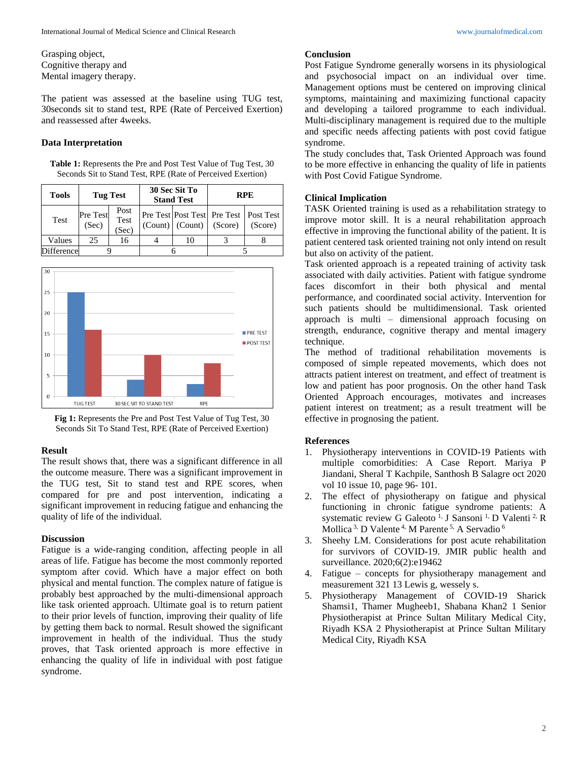Grasping object,
Cognitive therapy and
Mental imagery therapy.

The patient was assessed at the baseline using TUG test, 30seconds sit to stand test, RPE (Rate of Perceived Exertion) and reassessed after 4weeks.

### Data Interpretation

**Table 1:** Represents the Pre and Post Test Value of Tug Test, 30 Seconds Sit to Stand Test, RPE (Rate of Perceived Exertion)

| Tools | Tug Test | | 30 Sec Sit To Stand Test | | RPE | |
|---|---|---|---|---|---|---|
| Test | Pre Test (Sec) | Post Test (Sec) | Pre Test (Count) | Post Test (Count) | Pre Test (Score) | Post Test (Score) |
| Values | 25 | 16 | 4 | 10 | 3 | 8 |
| Difference | 9 | | 6 | | 5 | |

30
25
20
15
10
5
0
TUG TEST
30 SEC SIT TO STAND TEST
RPE
PRE TEST
POST TEST

**Fig 1:** Represents the Pre and Post Test Value of Tug Test, 30 Seconds Sit To Stand Test, RPE (Rate of Perceived Exertion)

### Result

The result shows that, there was a significant difference in all the outcome measure. There was a significant improvement in the TUG test, Sit to stand test and RPE scores, when compared for pre and post intervention, indicating a significant improvement in reducing fatigue and enhancing the quality of life of the individual.

### Discussion

Fatigue is a wide-ranging condition, affecting people in all areas of life. Fatigue has become the most commonly reported symptom after covid. Which have a major effect on both physical and mental function. The complex nature of fatigue is probably best approached by the multi-dimensional approach like task oriented approach. Ultimate goal is to return patient to their prior levels of function, improving their quality of life by getting them back to normal. Result showed the significant improvement in health of the individual. Thus the study proves, that Task oriented approach is more effective in enhancing the quality of life in individual with post fatigue syndrome.

### Conclusion

Post Fatigue Syndrome generally worsens in its physiological and psychosocial impact on an individual over time. Management options must be centered on improving clinical symptoms, maintaining and maximizing functional capacity and developing a tailored programme to each individual. Multi-disciplinary management is required due to the multiple and specific needs affecting patients with post covid fatigue syndrome.
The study concludes that, Task Oriented Approach was found to be more effective in enhancing the quality of life in patients with Post Covid Fatigue Syndrome.

### Clinical Implication

TASK Oriented training is used as a rehabilitation strategy to improve motor skill. It is a neural rehabilitation approach effective in improving the functional ability of the patient. It is patient centered task oriented training not only intend on result but also on activity of the patient.
Task oriented approach is a repeated training of activity task associated with daily activities. Patient with fatigue syndrome faces discomfort in their both physical and mental performance, and coordinated social activity. Intervention for such patients should be multidimensional. Task oriented approach is multi – dimensional approach focusing on strength, endurance, cognitive therapy and mental imagery technique.
The method of traditional rehabilitation movements is composed of simple repeated movements, which does not attracts patient interest on treatment, and effect of treatment is low and patient has poor prognosis. On the other hand Task Oriented Approach encourages, motivates and increases patient interest on treatment; as a result treatment will be effective in prognosing the patient.

### References

1. Physiotherapy interventions in COVID-19 Patients with multiple comorbidities: A Case Report. Mariya P Jiandani, Sheral T Kachpile, Santhosh B Salagre oct 2020 vol 10 issue 10, page 96- 101.
2. The effect of physiotherapy on fatigue and physical functioning in chronic fatigue syndrome patients: A systematic review G Galeoto [1,] J Sansoni [1,] D Valenti [2,] R Mollica [3,] D Valente [4,] M Parente [5,] A Servadio [6]
3. Sheehy LM. Considerations for post acute rehabilitation for survivors of COVID-19. JMIR public health and surveillance. 2020;6(2):e19462
4. Fatigue – concepts for physiotherapy management and measurement 321 13 Lewis g, wessely s.
5. Physiotherapy Management of COVID-19 Sharick Shamsi1, Thamer Mugheeb1, Shabana Khan2 1 Senior Physiotherapist at Prince Sultan Military Medical City, Riyadh KSA 2 Physiotherapist at Prince Sultan Military Medical City, Riyadh KSA